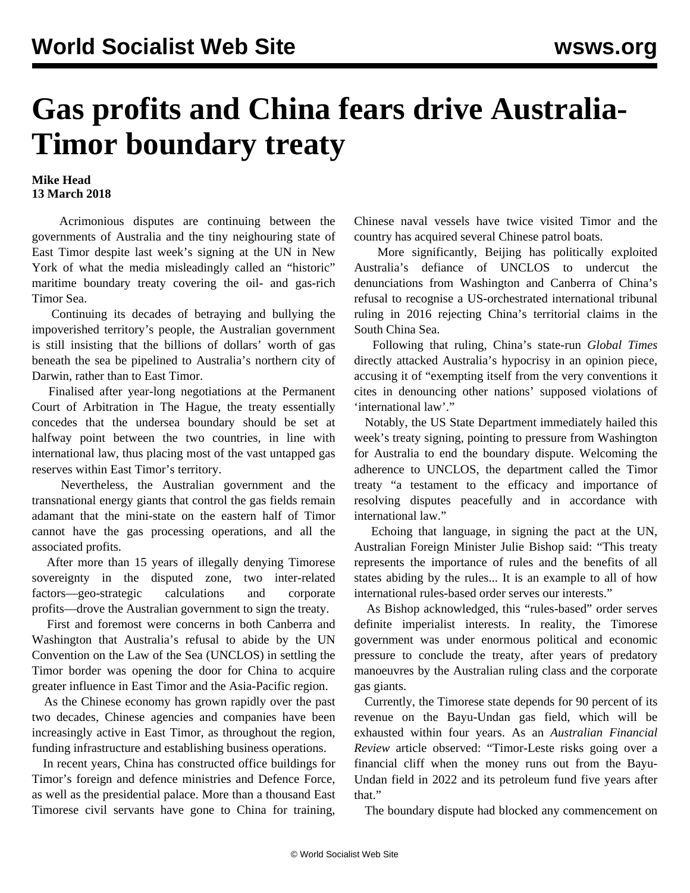# Gas profits and China fears drive Australia-Timor boundary treaty

**Mike Head**
**13 March 2018**

Acrimonious disputes are continuing between the governments of Australia and the tiny neighbouring state of East Timor despite last week's signing at the UN in New York of what the media misleadingly called an "historic" maritime boundary treaty covering the oil- and gas-rich Timor Sea.

Continuing its decades of betraying and bullying the impoverished territory's people, the Australian government is still insisting that the billions of dollars' worth of gas beneath the sea be pipelined to Australia's northern city of Darwin, rather than to East Timor.

Finalised after year-long negotiations at the Permanent Court of Arbitration in The Hague, the treaty essentially concedes that the undersea boundary should be set at halfway point between the two countries, in line with international law, thus placing most of the vast untapped gas reserves within East Timor's territory.

Nevertheless, the Australian government and the transnational energy giants that control the gas fields remain adamant that the mini-state on the eastern half of Timor cannot have the gas processing operations, and all the associated profits.

After more than 15 years of illegally denying Timorese sovereignty in the disputed zone, two inter-related factors—geo-strategic calculations and corporate profits—drove the Australian government to sign the treaty.

First and foremost were concerns in both Canberra and Washington that Australia's refusal to abide by the UN Convention on the Law of the Sea (UNCLOS) in settling the Timor border was opening the door for China to acquire greater influence in East Timor and the Asia-Pacific region.

As the Chinese economy has grown rapidly over the past two decades, Chinese agencies and companies have been increasingly active in East Timor, as throughout the region, funding infrastructure and establishing business operations.

In recent years, China has constructed office buildings for Timor's foreign and defence ministries and Defence Force, as well as the presidential palace. More than a thousand East Timorese civil servants have gone to China for training, Chinese naval vessels have twice visited Timor and the country has acquired several Chinese patrol boats.

More significantly, Beijing has politically exploited Australia's defiance of UNCLOS to undercut the denunciations from Washington and Canberra of China's refusal to recognise a US-orchestrated international tribunal ruling in 2016 rejecting China's territorial claims in the South China Sea.

Following that ruling, China's state-run *Global Times* directly attacked Australia's hypocrisy in an opinion piece, accusing it of "exempting itself from the very conventions it cites in denouncing other nations' supposed violations of 'international law'."

Notably, the US State Department immediately hailed this week's treaty signing, pointing to pressure from Washington for Australia to end the boundary dispute. Welcoming the adherence to UNCLOS, the department called the Timor treaty "a testament to the efficacy and importance of resolving disputes peacefully and in accordance with international law."

Echoing that language, in signing the pact at the UN, Australian Foreign Minister Julie Bishop said: "This treaty represents the importance of rules and the benefits of all states abiding by the rules... It is an example to all of how international rules-based order serves our interests."

As Bishop acknowledged, this "rules-based" order serves definite imperialist interests. In reality, the Timorese government was under enormous political and economic pressure to conclude the treaty, after years of predatory manoeuvres by the Australian ruling class and the corporate gas giants.

Currently, the Timorese state depends for 90 percent of its revenue on the Bayu-Undan gas field, which will be exhausted within four years. As an *Australian Financial Review* article observed: "Timor-Leste risks going over a financial cliff when the money runs out from the Bayu-Undan field in 2022 and its petroleum fund five years after that."

The boundary dispute had blocked any commencement on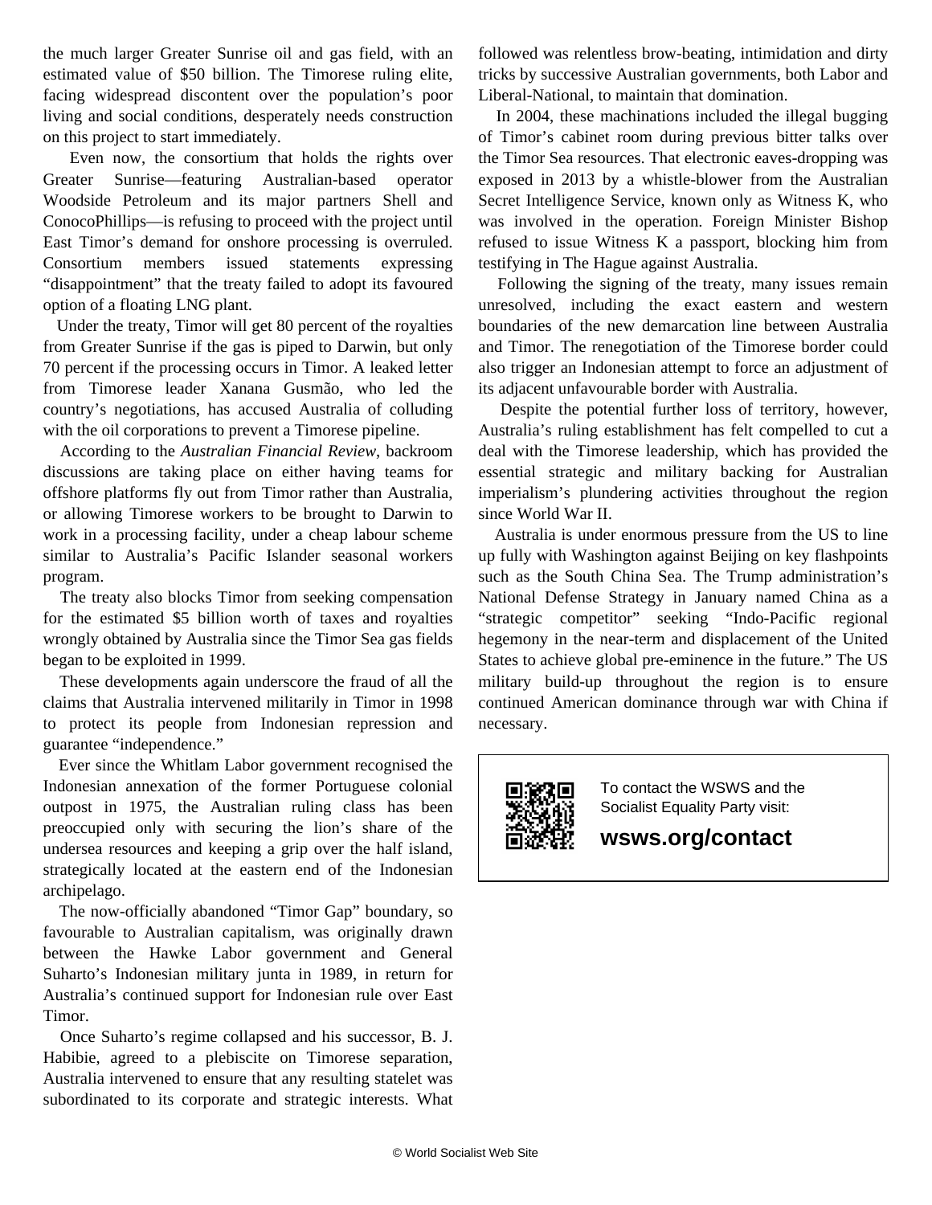the much larger Greater Sunrise oil and gas field, with an estimated value of $50 billion. The Timorese ruling elite, facing widespread discontent over the population's poor living and social conditions, desperately needs construction on this project to start immediately.

Even now, the consortium that holds the rights over Greater Sunrise—featuring Australian-based operator Woodside Petroleum and its major partners Shell and ConocoPhillips—is refusing to proceed with the project until East Timor's demand for onshore processing is overruled. Consortium members issued statements expressing "disappointment" that the treaty failed to adopt its favoured option of a floating LNG plant.

Under the treaty, Timor will get 80 percent of the royalties from Greater Sunrise if the gas is piped to Darwin, but only 70 percent if the processing occurs in Timor. A leaked letter from Timorese leader Xanana Gusmão, who led the country's negotiations, has accused Australia of colluding with the oil corporations to prevent a Timorese pipeline.

According to the *Australian Financial Review*, backroom discussions are taking place on either having teams for offshore platforms fly out from Timor rather than Australia, or allowing Timorese workers to be brought to Darwin to work in a processing facility, under a cheap labour scheme similar to Australia's Pacific Islander seasonal workers program.

The treaty also blocks Timor from seeking compensation for the estimated $5 billion worth of taxes and royalties wrongly obtained by Australia since the Timor Sea gas fields began to be exploited in 1999.

These developments again underscore the fraud of all the claims that Australia intervened militarily in Timor in 1998 to protect its people from Indonesian repression and guarantee "independence."

Ever since the Whitlam Labor government recognised the Indonesian annexation of the former Portuguese colonial outpost in 1975, the Australian ruling class has been preoccupied only with securing the lion's share of the undersea resources and keeping a grip over the half island, strategically located at the eastern end of the Indonesian archipelago.

The now-officially abandoned "Timor Gap" boundary, so favourable to Australian capitalism, was originally drawn between the Hawke Labor government and General Suharto's Indonesian military junta in 1989, in return for Australia's continued support for Indonesian rule over East Timor.

Once Suharto's regime collapsed and his successor, B. J. Habibie, agreed to a plebiscite on Timorese separation, Australia intervened to ensure that any resulting statelet was subordinated to its corporate and strategic interests. What followed was relentless brow-beating, intimidation and dirty tricks by successive Australian governments, both Labor and Liberal-National, to maintain that domination.

In 2004, these machinations included the illegal bugging of Timor's cabinet room during previous bitter talks over the Timor Sea resources. That electronic eaves-dropping was exposed in 2013 by a whistle-blower from the Australian Secret Intelligence Service, known only as Witness K, who was involved in the operation. Foreign Minister Bishop refused to issue Witness K a passport, blocking him from testifying in The Hague against Australia.

Following the signing of the treaty, many issues remain unresolved, including the exact eastern and western boundaries of the new demarcation line between Australia and Timor. The renegotiation of the Timorese border could also trigger an Indonesian attempt to force an adjustment of its adjacent unfavourable border with Australia.

Despite the potential further loss of territory, however, Australia's ruling establishment has felt compelled to cut a deal with the Timorese leadership, which has provided the essential strategic and military backing for Australian imperialism's plundering activities throughout the region since World War II.

Australia is under enormous pressure from the US to line up fully with Washington against Beijing on key flashpoints such as the South China Sea. The Trump administration's National Defense Strategy in January named China as a "strategic competitor" seeking "Indo-Pacific regional hegemony in the near-term and displacement of the United States to achieve global pre-eminence in the future." The US military build-up throughout the region is to ensure continued American dominance through war with China if necessary.

To contact the WSWS and the Socialist Equality Party visit:

**wsws.org/contact**